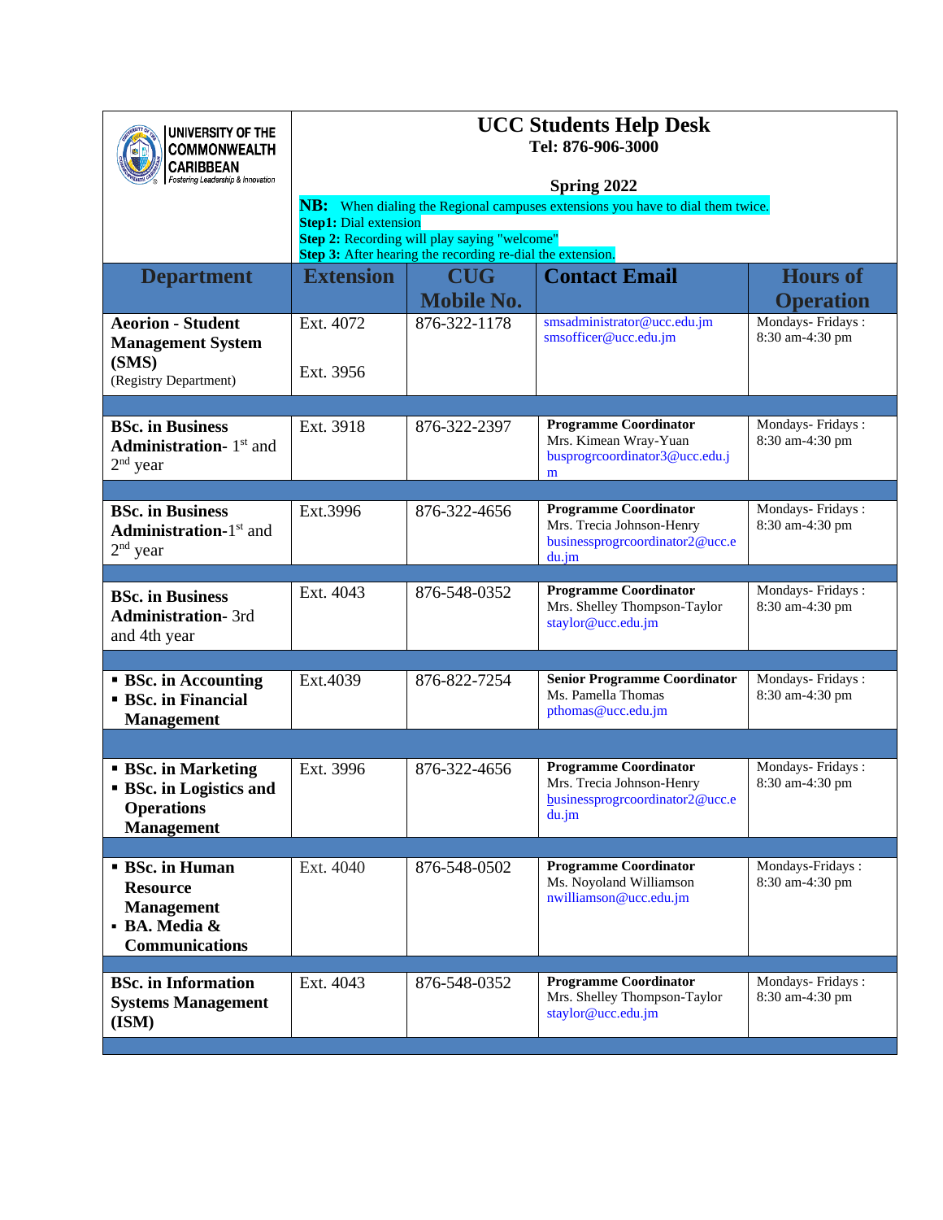UNIVERSITY OF THE COMMONWEALTH CARIBBEAN
Fostering Leadership & Innovation

# UCC Students Help Desk

**Tel: 876-906-3000**

**Spring 2022**

**NB:** When dialing the Regional campuses extensions you have to dial them twice.
**Step1:** Dial extension
**Step 2:** Recording will play saying "welcome"
**Step 3:** After hearing the recording re-dial the extension.

| Department | Extension | CUG Mobile No. | Contact Email | Hours of Operation |
|---|---|---|---|---|
| **Aeorion - Student Management System (SMS)** (Registry Department) | Ext. 4072<br><br>Ext. 3956 | 876-322-1178 | smsadministrator@ucc.edu.jm<br>smsofficer@ucc.edu.jm | Mondays- Fridays : 8:30 am-4:30 pm |
| | | | | |
| **BSc. in Business Administration**- 1st and 2nd year | Ext. 3918 | 876-322-2397 | **Programme Coordinator**<br>Mrs. Kimean Wray-Yuan<br>busprogrcoordinator3@ucc.edu.jm | Mondays- Fridays : 8:30 am-4:30 pm |
| | | | | |
| **BSc. in Business Administration**-1st and 2nd year | Ext.3996 | 876-322-4656 | **Programme Coordinator**<br>Mrs. Trecia Johnson-Henry<br>businessprogrcoordinator2@ucc.edu.jm | Mondays- Fridays : 8:30 am-4:30 pm |
| | | | | |
| **BSc. in Business Administration**- 3rd and 4th year | Ext. 4043 | 876-548-0352 | **Programme Coordinator**<br>Mrs. Shelley Thompson-Taylor<br>staylor@ucc.edu.jm | Mondays- Fridays : 8:30 am-4:30 pm |
| | | | | |
| ▪ **BSc. in Accounting**<br>▪ **BSc. in Financial Management** | Ext.4039 | 876-822-7254 | **Senior Programme Coordinator**<br>Ms. Pamella Thomas<br>pthomas@ucc.edu.jm | Mondays- Fridays : 8:30 am-4:30 pm |
| | | | | |
| ▪ **BSc. in Marketing**<br>▪ **BSc. in Logistics and Operations Management** | Ext. 3996 | 876-322-4656 | **Programme Coordinator**<br>Mrs. Trecia Johnson-Henry<br>businessprogrcoordinator2@ucc.edu.jm | Mondays- Fridays : 8:30 am-4:30 pm |
| | | | | |
| ▪ **BSc. in Human Resource Management**<br>▪ **BA. Media & Communications** | Ext. 4040 | 876-548-0502 | **Programme Coordinator**<br>Ms. Noyoland Williamson<br>nwilliamson@ucc.edu.jm | Mondays-Fridays : 8:30 am-4:30 pm |
| | | | | |
| **BSc. in Information Systems Management (ISM)** | Ext. 4043 | 876-548-0352 | **Programme Coordinator**<br>Mrs. Shelley Thompson-Taylor<br>staylor@ucc.edu.jm | Mondays- Fridays : 8:30 am-4:30 pm |
| | | | | |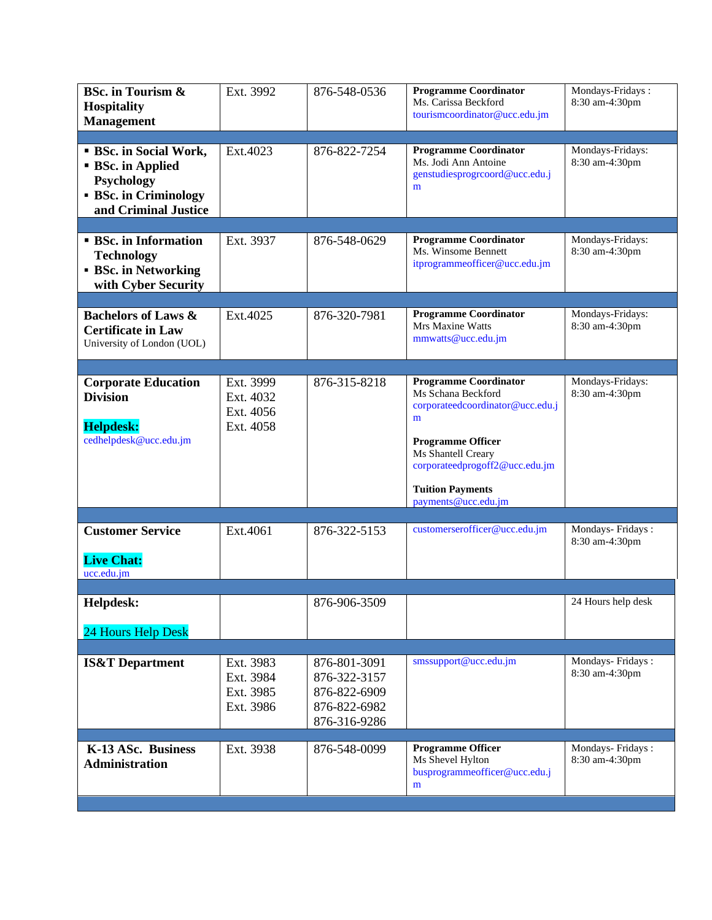| | | | | |
|---|---|---|---|---|
| **BSc. in Tourism & Hospitality Management** | Ext. 3992 | 876-548-0536 | **Programme Coordinator**<br>Ms. Carissa Beckford<br>tourismcoordinator@ucc.edu.jm | Mondays-Fridays : 8:30 am-4:30pm |
| | | | | |
| ▪ **BSc. in Social Work,**<br>▪ **BSc. in Applied Psychology**<br>▪ **BSc. in Criminology and Criminal Justice** | Ext.4023 | 876-822-7254 | **Programme Coordinator**<br>Ms. Jodi Ann Antoine<br>genstudiesprogrcoord@ucc.edu.jm | Mondays-Fridays: 8:30 am-4:30pm |
| | | | | |
| ▪ **BSc. in Information Technology**<br>▪ **BSc. in Networking with Cyber Security** | Ext. 3937 | 876-548-0629 | **Programme Coordinator**<br>Ms. Winsome Bennett<br>itprogrammeofficer@ucc.edu.jm | Mondays-Fridays: 8:30 am-4:30pm |
| | | | | |
| **Bachelors of Laws & Certificate in Law**<br>University of London (UOL) | Ext.4025 | 876-320-7981 | **Programme Coordinator**<br>Mrs Maxine Watts<br>mmwatts@ucc.edu.jm | Mondays-Fridays: 8:30 am-4:30pm |
| | | | | |
| **Corporate Education Division**<br><br>**Helpdesk:**<br>cedhelpdesk@ucc.edu.jm | Ext. 3999<br>Ext. 4032<br>Ext. 4056<br>Ext. 4058 | 876-315-8218 | **Programme Coordinator**<br>Ms Schana Beckford<br>corporateedcoordinator@ucc.edu.jm<br><br>**Programme Officer**<br>Ms Shantell Creary<br>corporateedprogoff2@ucc.edu.jm<br><br>**Tuition Payments**<br>payments@ucc.edu.jm | Mondays-Fridays: 8:30 am-4:30pm |
| | | | | |
| **Customer Service**<br><br>**Live Chat:**<br>ucc.edu.jm | Ext.4061 | 876-322-5153 | customerserofficer@ucc.edu.jm | Mondays- Fridays : 8:30 am-4:30pm |
| | | | | |
| **Helpdesk:**<br><br>24 Hours Help Desk | | 876-906-3509 | | 24 Hours help desk |
| | | | | |
| **IS&T Department** | Ext. 3983<br>Ext. 3984<br>Ext. 3985<br>Ext. 3986 | 876-801-3091<br>876-322-3157<br>876-822-6909<br>876-822-6982<br>876-316-9286 | smssupport@ucc.edu.jm | Mondays- Fridays : 8:30 am-4:30pm |
| | | | | |
| **K-13 ASc. Business Administration** | Ext. 3938 | 876-548-0099 | **Programme Officer**<br>Ms Shevel Hylton<br>busprogrammeofficer@ucc.edu.jm | Mondays- Fridays : 8:30 am-4:30pm |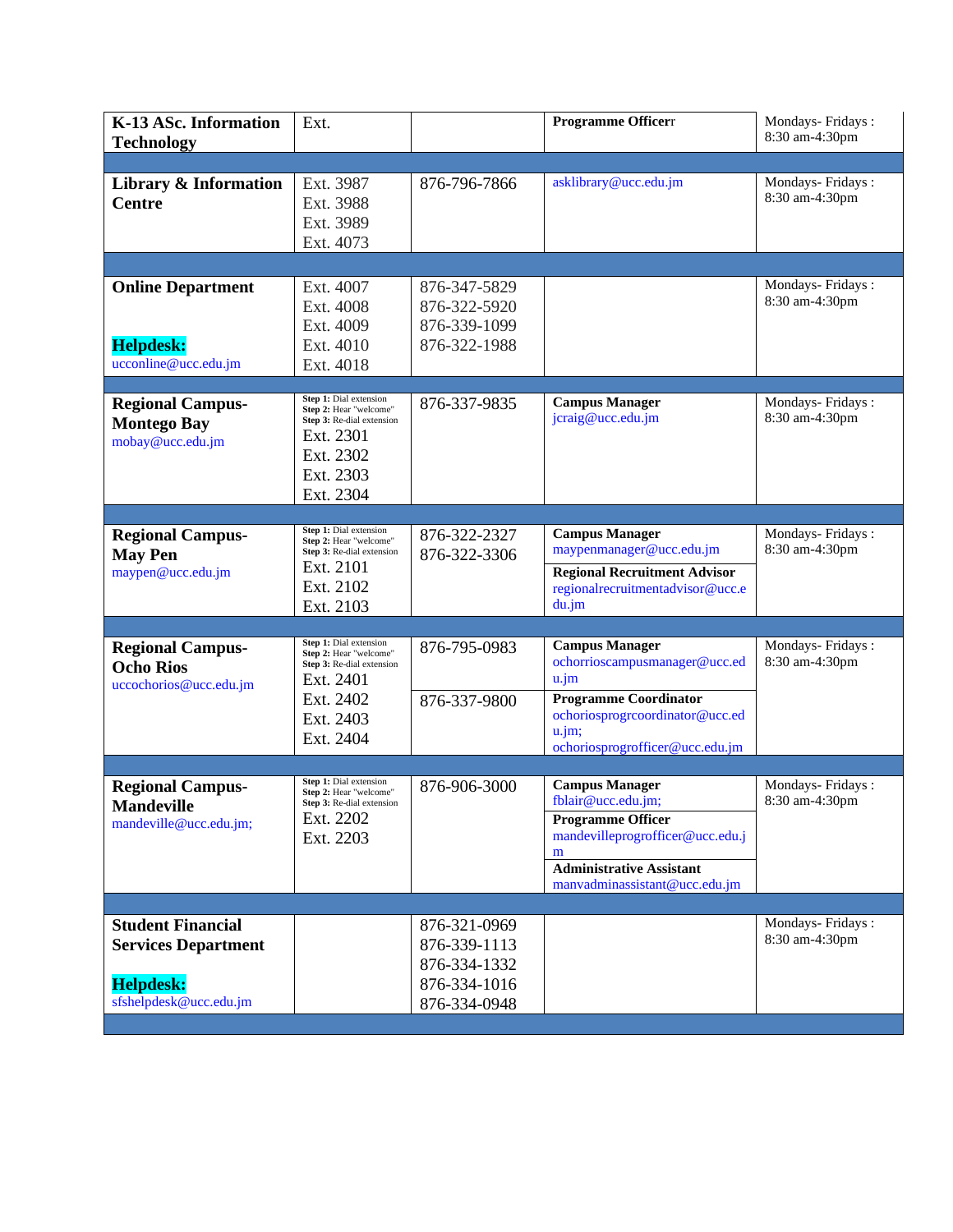| | | | | |
|---|---|---|---|---|
| **K-13 ASc. Information Technology** | Ext. | | **Programme Officerr** | Mondays- Fridays : 8:30 am-4:30pm |
| | | | | |
| **Library & Information Centre** | Ext. 3987<br>Ext. 3988<br>Ext. 3989<br>Ext. 4073 | 876-796-7866 | asklibrary@ucc.edu.jm | Mondays- Fridays : 8:30 am-4:30pm |
| | | | | |
| **Online Department**<br><br>**Helpdesk:**<br>ucconline@ucc.edu.jm | Ext. 4007<br>Ext. 4008<br>Ext. 4009<br>Ext. 4010<br>Ext. 4018 | 876-347-5829<br>876-322-5920<br>876-339-1099<br>876-322-1988 | | Mondays- Fridays : 8:30 am-4:30pm |
| | | | | |
| **Regional Campus- Montego Bay**<br>mobay@ucc.edu.jm | **Step 1:** Dial extension<br>**Step 2:** Hear "welcome"<br>**Step 3:** Re-dial extension<br>Ext. 2301<br>Ext. 2302<br>Ext. 2303<br>Ext. 2304 | 876-337-9835 | **Campus Manager**<br>jcraig@ucc.edu.jm | Mondays- Fridays : 8:30 am-4:30pm |
| | | | | |
| **Regional Campus- May Pen**<br>maypen@ucc.edu.jm | **Step 1:** Dial extension<br>**Step 2:** Hear "welcome"<br>**Step 3:** Re-dial extension<br>Ext. 2101<br>Ext. 2102<br>Ext. 2103 | 876-322-2327<br>876-322-3306 | **Campus Manager**<br>maypenmanager@ucc.edu.jm<br>**Regional Recruitment Advisor**<br>regionalrecruitmentadvisor@ucc.edu.jm | Mondays- Fridays : 8:30 am-4:30pm |
| | | | | |
| **Regional Campus- Ocho Rios**<br>uccochorios@ucc.edu.jm | **Step 1:** Dial extension<br>**Step 2:** Hear "welcome"<br>**Step 3:** Re-dial extension<br>Ext. 2401<br>Ext. 2402<br>Ext. 2403<br>Ext. 2404 | 876-795-0983<br>876-337-9800 | **Campus Manager**<br>ochorrioscampusmanager@ucc.edu.jm<br>**Programme Coordinator**<br>ochoriosprogrcoordinator@ucc.edu.jm;<br>ochoriosprogrofficer@ucc.edu.jm | Mondays- Fridays : 8:30 am-4:30pm |
| | | | | |
| **Regional Campus- Mandeville**<br>mandeville@ucc.edu.jm; | **Step 1:** Dial extension<br>**Step 2:** Hear "welcome"<br>**Step 3:** Re-dial extension<br>Ext. 2202<br>Ext. 2203 | 876-906-3000 | **Campus Manager**<br>fblair@ucc.edu.jm;<br>**Programme Officer**<br>mandevilleprogrofficer@ucc.edu.jm<br>**Administrative Assistant**<br>manvadminassistant@ucc.edu.jm | Mondays- Fridays : 8:30 am-4:30pm |
| | | | | |
| **Student Financial Services Department**<br><br>**Helpdesk:**<br>sfshelpdesk@ucc.edu.jm | | 876-321-0969<br>876-339-1113<br>876-334-1332<br>876-334-1016<br>876-334-0948 | | Mondays- Fridays : 8:30 am-4:30pm |
| | | | | |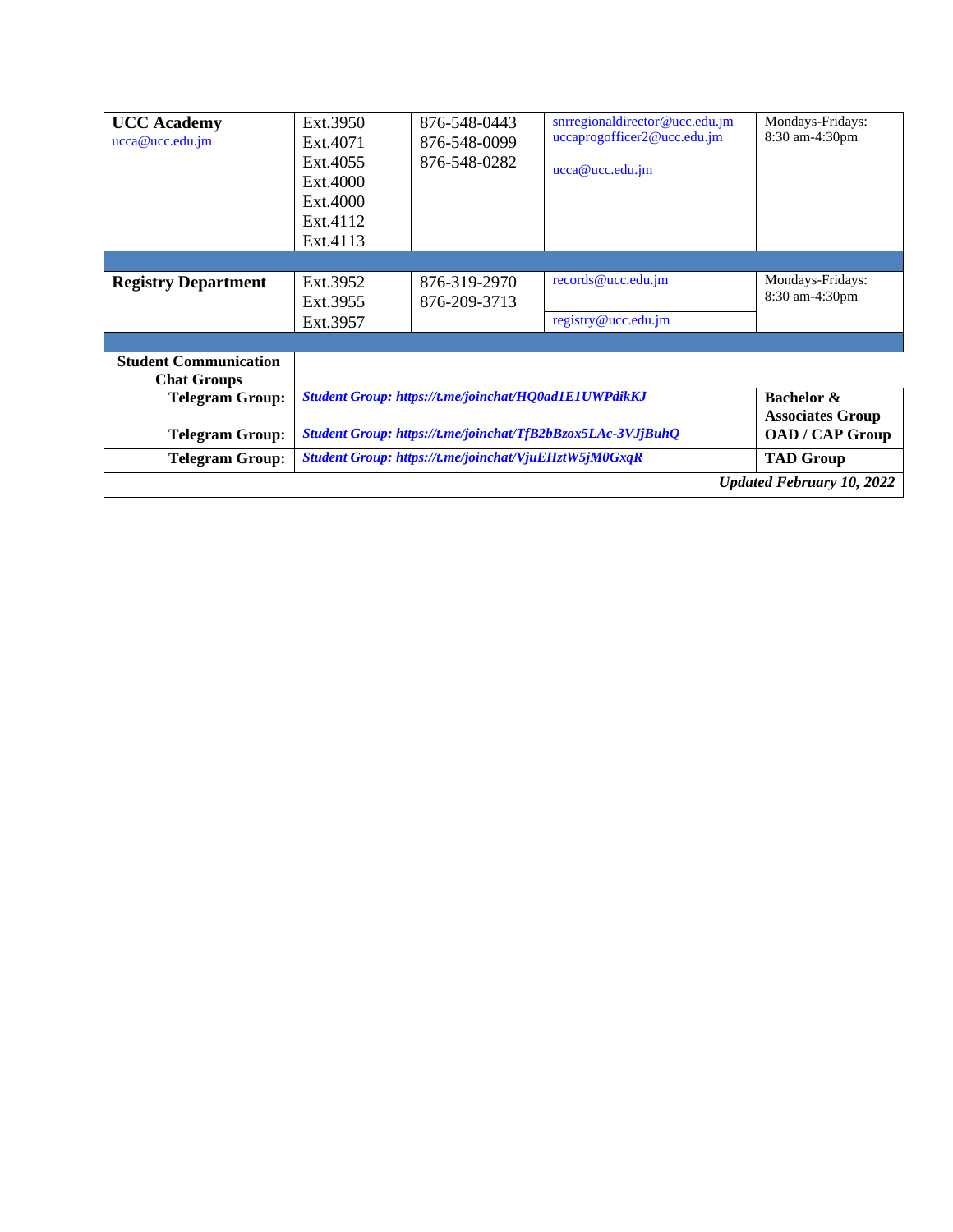| | | | | |
|---|---|---|---|---|
| **UCC Academy** ucca@ucc.edu.jm | Ext.3950 Ext.4071 Ext.4055 Ext.4000 Ext.4000 Ext.4112 Ext.4113 | 876-548-0443 876-548-0099 876-548-0282 | snrregionaldirector@ucc.edu.jm uccaprogofficer2@ucc.edu.jm ucca@ucc.edu.jm | Mondays-Fridays: 8:30 am-4:30pm |
| | | | | |
| **Registry Department** | Ext.3952 Ext.3955 Ext.3957 | 876-319-2970 876-209-3713 | records@ucc.edu.jm registry@ucc.edu.jm | Mondays-Fridays: 8:30 am-4:30pm |
| | | | | |
| **Student Communication Chat Groups** | | | | |
| **Telegram Group:** | ***Student Group: https://t.me/joinchat/HQ0ad1E1UWPdikKJ*** | | | **Bachelor & Associates Group** |
| **Telegram Group:** | ***Student Group: https://t.me/joinchat/TfB2bBzox5LAc-3VJjBuhQ*** | | | **OAD / CAP Group** |
| **Telegram Group:** | ***Student Group: https://t.me/joinchat/VjuEHztW5jM0GxqR*** | | | **TAD Group** |
| | | | | ***Updated February 10, 2022*** |